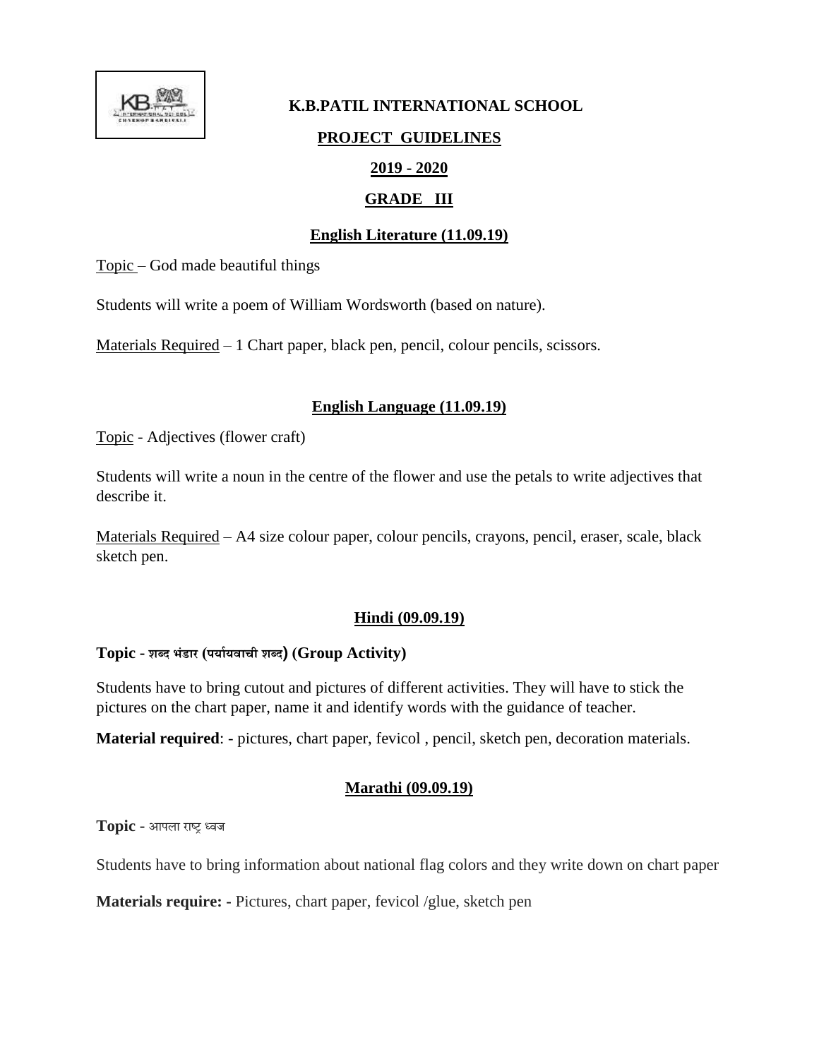# K.B.PATIL INTERNATIONAL SCHOOL

## PROJECT GUIDELINES

## 2019 - 2020

## GRADE III

### English Literature (11.09.19)

Topic – God made beautiful things

Students will write a poem of William Wordsworth (based on nature).

Materials Required – 1 Chart paper, black pen, pencil, colour pencils, scissors.

### English Language (11.09.19)

Topic - Adjectives (flower craft)

Students will write a noun in the centre of the flower and use the petals to write adjectives that describe it.

Materials Required – A4 size colour paper, colour pencils, crayons, pencil, eraser, scale, black sketch pen.

### Hindi (09.09.19)

**Topic - शब्द भंडार (पर्यायवाची शब्द) (Group Activity)**

Students have to bring cutout and pictures of different activities. They will have to stick the pictures on the chart paper, name it and identify words with the guidance of teacher.

**Material required**: - pictures, chart paper, fevicol , pencil, sketch pen, decoration materials.

### Marathi (09.09.19)

**Topic -** आपला राष्ट्र ध्वज

Students have to bring information about national flag colors and they write down on chart paper

**Materials require: -** Pictures, chart paper, fevicol /glue, sketch pen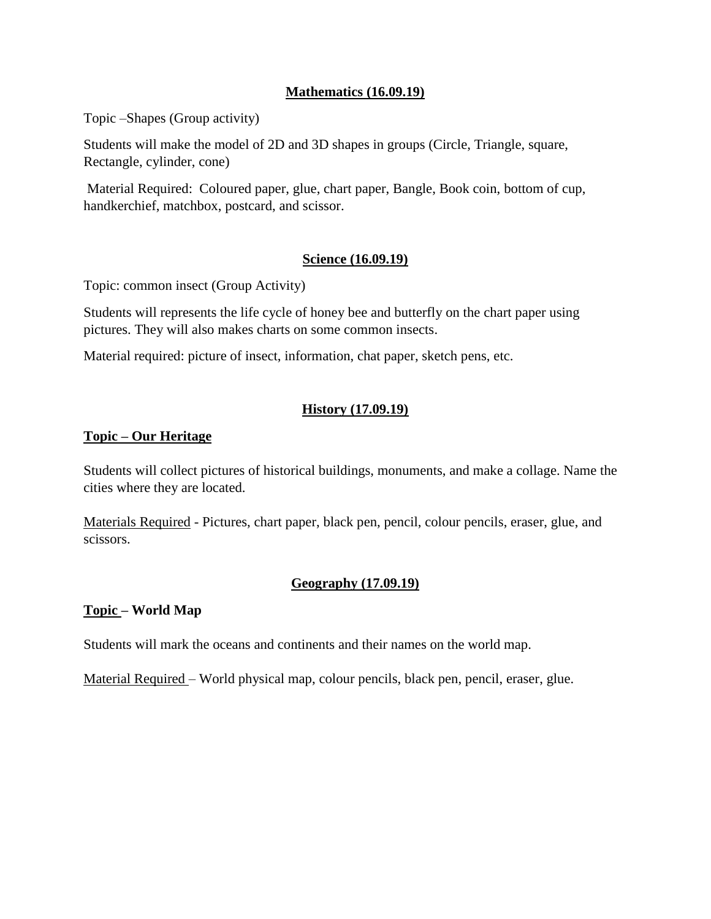## Mathematics (16.09.19)

Topic –Shapes (Group activity)

Students will make the model of 2D and 3D shapes in groups (Circle, Triangle, square, Rectangle, cylinder, cone)

Material Required: Coloured paper, glue, chart paper, Bangle, Book coin, bottom of cup, handkerchief, matchbox, postcard, and scissor.

## Science (16.09.19)

Topic: common insect (Group Activity)

Students will represents the life cycle of honey bee and butterfly on the chart paper using pictures. They will also makes charts on some common insects.

Material required: picture of insect, information, chat paper, sketch pens, etc.

## History (17.09.19)

**Topic – Our Heritage**

Students will collect pictures of historical buildings, monuments, and make a collage. Name the cities where they are located.

Materials Required - Pictures, chart paper, black pen, pencil, colour pencils, eraser, glue, and scissors.

## Geography (17.09.19)

**Topic – World Map**

Students will mark the oceans and continents and their names on the world map.

Material Required – World physical map, colour pencils, black pen, pencil, eraser, glue.